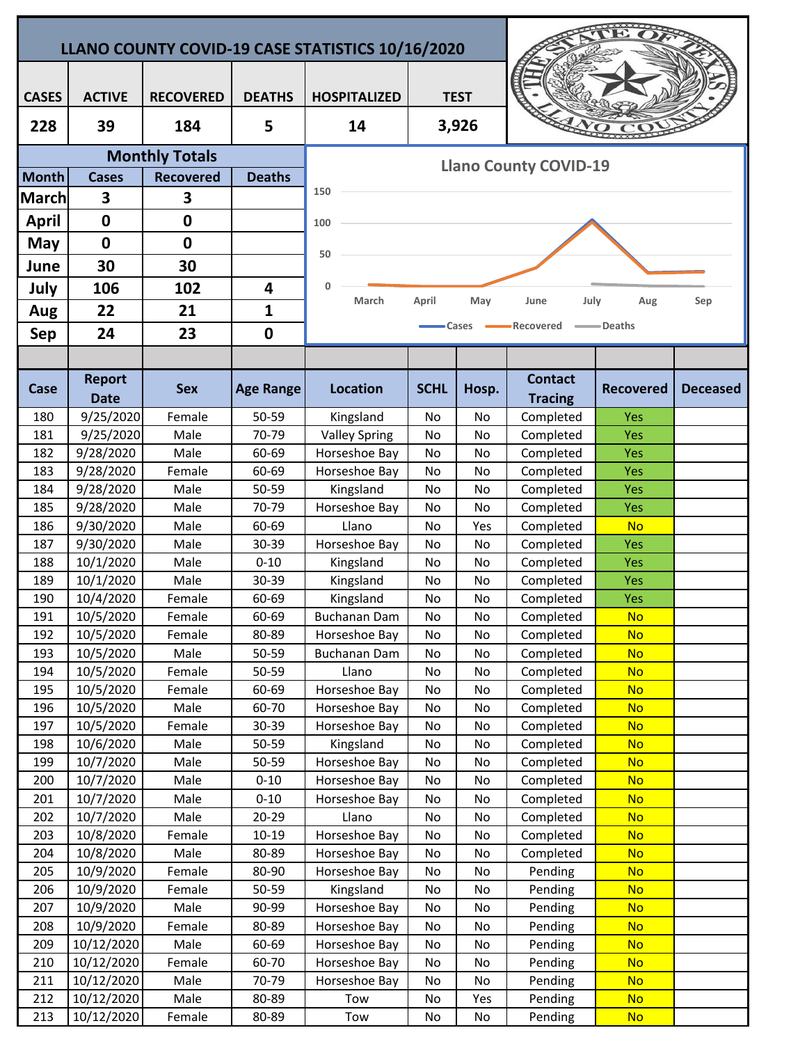# LLANO COUNTY COVID-19 CASE STATISTICS 10/16/2020

| CASES | ACTIVE | RECOVERED | DEATHS | HOSPITALIZED | TEST |
|---|---|---|---|---|---|
| 228 | 39 | 184 | 5 | 14 | 3,926 |

## Monthly Totals

| Month | Cases | Recovered | Deaths |
|---|---|---|---|
| March | 3 | 3 | |
| April | 0 | 0 | |
| May | 0 | 0 | |
| June | 30 | 30 | |
| July | 106 | 102 | 4 |
| Aug | 22 | 21 | 1 |
| Sep | 24 | 23 | 0 |

**Llano County COVID-19**

| Case | Report Date | Sex | Age Range | Location | SCHL | Hosp. | Contact Tracing | Recovered | Deceased |
|---|---|---|---|---|---|---|---|---|---|
| 180 | 9/25/2020 | Female | 50-59 | Kingsland | No | No | Completed | Yes | |
| 181 | 9/25/2020 | Male | 70-79 | Valley Spring | No | No | Completed | Yes | |
| 182 | 9/28/2020 | Male | 60-69 | Horseshoe Bay | No | No | Completed | Yes | |
| 183 | 9/28/2020 | Female | 60-69 | Horseshoe Bay | No | No | Completed | Yes | |
| 184 | 9/28/2020 | Male | 50-59 | Kingsland | No | No | Completed | Yes | |
| 185 | 9/28/2020 | Male | 70-79 | Horseshoe Bay | No | No | Completed | Yes | |
| 186 | 9/30/2020 | Male | 60-69 | Llano | No | Yes | Completed | No | |
| 187 | 9/30/2020 | Male | 30-39 | Horseshoe Bay | No | No | Completed | Yes | |
| 188 | 10/1/2020 | Male | 0-10 | Kingsland | No | No | Completed | Yes | |
| 189 | 10/1/2020 | Male | 30-39 | Kingsland | No | No | Completed | Yes | |
| 190 | 10/4/2020 | Female | 60-69 | Kingsland | No | No | Completed | Yes | |
| 191 | 10/5/2020 | Female | 60-69 | Buchanan Dam | No | No | Completed | No | |
| 192 | 10/5/2020 | Female | 80-89 | Horseshoe Bay | No | No | Completed | No | |
| 193 | 10/5/2020 | Male | 50-59 | Buchanan Dam | No | No | Completed | No | |
| 194 | 10/5/2020 | Female | 50-59 | Llano | No | No | Completed | No | |
| 195 | 10/5/2020 | Female | 60-69 | Horseshoe Bay | No | No | Completed | No | |
| 196 | 10/5/2020 | Male | 60-70 | Horseshoe Bay | No | No | Completed | No | |
| 197 | 10/5/2020 | Female | 30-39 | Horseshoe Bay | No | No | Completed | No | |
| 198 | 10/6/2020 | Male | 50-59 | Kingsland | No | No | Completed | No | |
| 199 | 10/7/2020 | Male | 50-59 | Horseshoe Bay | No | No | Completed | No | |
| 200 | 10/7/2020 | Male | 0-10 | Horseshoe Bay | No | No | Completed | No | |
| 201 | 10/7/2020 | Male | 0-10 | Horseshoe Bay | No | No | Completed | No | |
| 202 | 10/7/2020 | Male | 20-29 | Llano | No | No | Completed | No | |
| 203 | 10/8/2020 | Female | 10-19 | Horseshoe Bay | No | No | Completed | No | |
| 204 | 10/8/2020 | Male | 80-89 | Horseshoe Bay | No | No | Completed | No | |
| 205 | 10/9/2020 | Female | 80-90 | Horseshoe Bay | No | No | Pending | No | |
| 206 | 10/9/2020 | Female | 50-59 | Kingsland | No | No | Pending | No | |
| 207 | 10/9/2020 | Male | 90-99 | Horseshoe Bay | No | No | Pending | No | |
| 208 | 10/9/2020 | Female | 80-89 | Horseshoe Bay | No | No | Pending | No | |
| 209 | 10/12/2020 | Male | 60-69 | Horseshoe Bay | No | No | Pending | No | |
| 210 | 10/12/2020 | Female | 60-70 | Horseshoe Bay | No | No | Pending | No | |
| 211 | 10/12/2020 | Male | 70-79 | Horseshoe Bay | No | No | Pending | No | |
| 212 | 10/12/2020 | Male | 80-89 | Tow | No | Yes | Pending | No | |
| 213 | 10/12/2020 | Female | 80-89 | Tow | No | No | Pending | No | |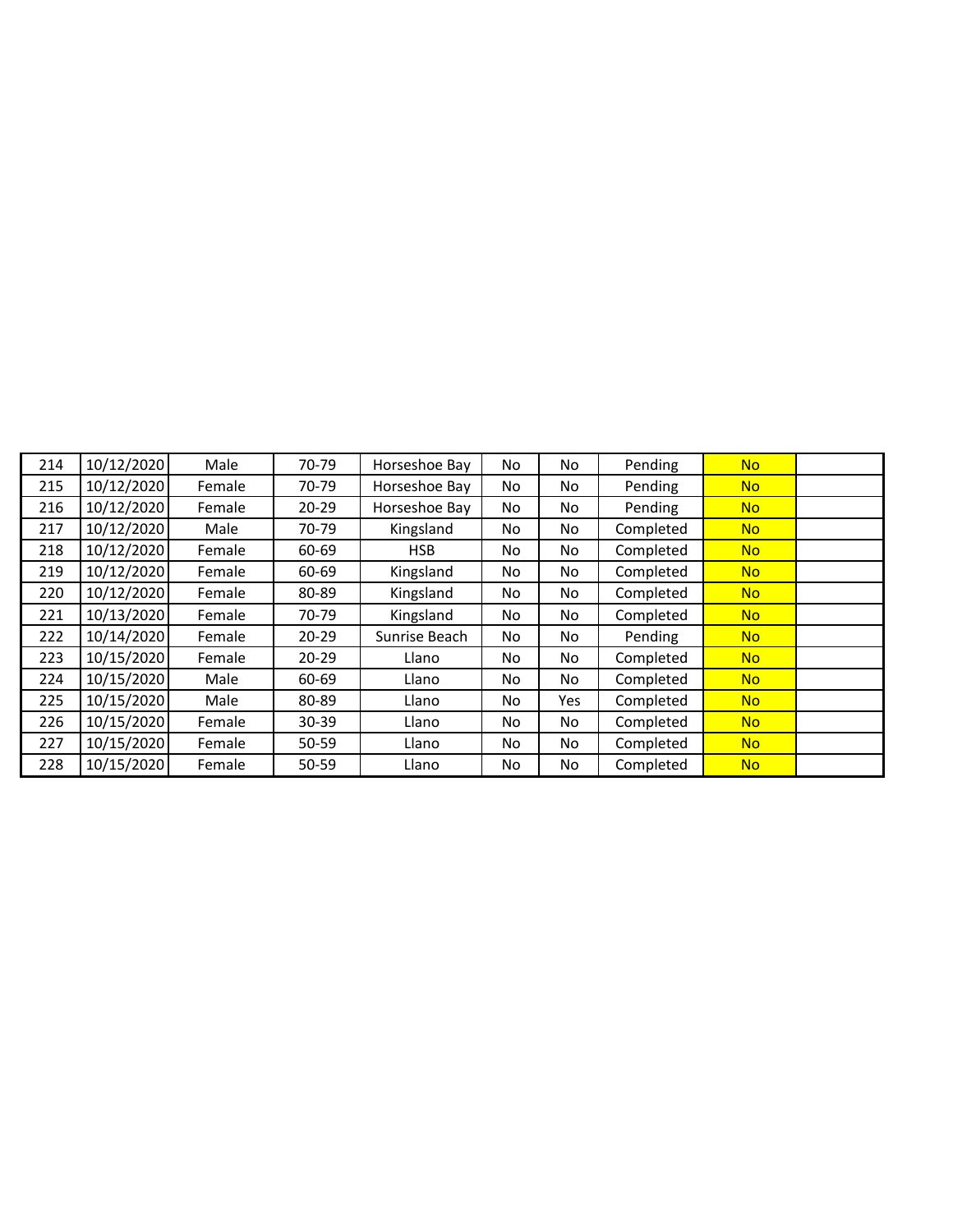| | | | | | | | | | |
|---|---|---|---|---|---|---|---|---|---|
| 214 | 10/12/2020 | Male | 70-79 | Horseshoe Bay | No | No | Pending | No | |
| 215 | 10/12/2020 | Female | 70-79 | Horseshoe Bay | No | No | Pending | No | |
| 216 | 10/12/2020 | Female | 20-29 | Horseshoe Bay | No | No | Pending | No | |
| 217 | 10/12/2020 | Male | 70-79 | Kingsland | No | No | Completed | No | |
| 218 | 10/12/2020 | Female | 60-69 | HSB | No | No | Completed | No | |
| 219 | 10/12/2020 | Female | 60-69 | Kingsland | No | No | Completed | No | |
| 220 | 10/12/2020 | Female | 80-89 | Kingsland | No | No | Completed | No | |
| 221 | 10/13/2020 | Female | 70-79 | Kingsland | No | No | Completed | No | |
| 222 | 10/14/2020 | Female | 20-29 | Sunrise Beach | No | No | Pending | No | |
| 223 | 10/15/2020 | Female | 20-29 | Llano | No | No | Completed | No | |
| 224 | 10/15/2020 | Male | 60-69 | Llano | No | No | Completed | No | |
| 225 | 10/15/2020 | Male | 80-89 | Llano | No | Yes | Completed | No | |
| 226 | 10/15/2020 | Female | 30-39 | Llano | No | No | Completed | No | |
| 227 | 10/15/2020 | Female | 50-59 | Llano | No | No | Completed | No | |
| 228 | 10/15/2020 | Female | 50-59 | Llano | No | No | Completed | No | |